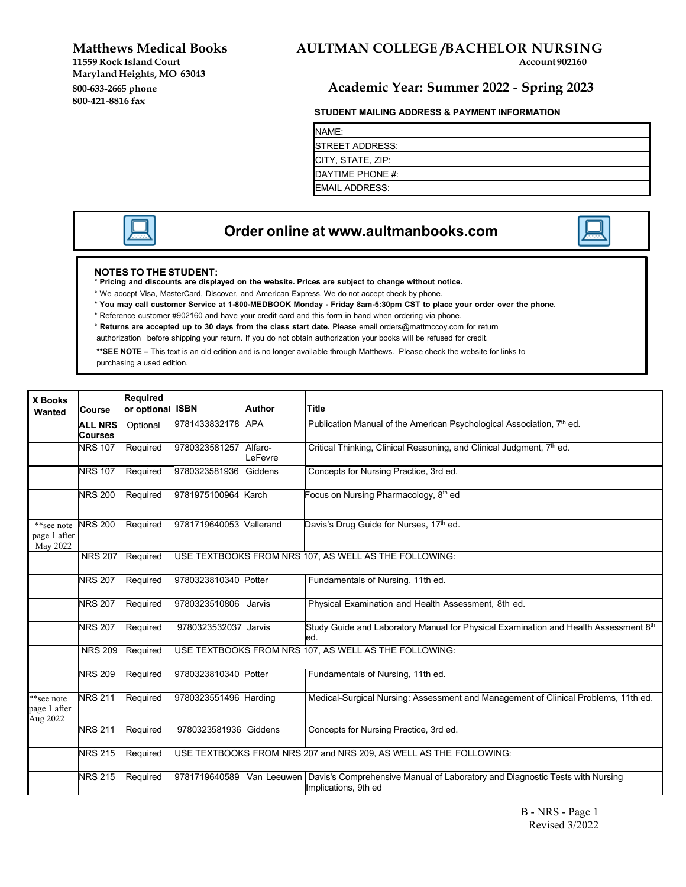**Matthews Medical Books**
11559 Rock Island Court
Maryland Heights, MO 63043
800-633-2665 phone
800-421-8816 fax

# AULTMAN COLLEGE /BACHELOR NURSING

Account 902160

## Academic Year: Summer 2022 - Spring 2023

**STUDENT MAILING ADDRESS & PAYMENT INFORMATION**

| NAME: |
|---|
| STREET ADDRESS: |
| CITY, STATE, ZIP: |
| DAYTIME PHONE #: |
| EMAIL ADDRESS: |

## Order online at www.aultmanbooks.com

**NOTES TO THE STUDENT:**

* **Pricing and discounts are displayed on the website. Prices are subject to change without notice.**
* We accept Visa, MasterCard, Discover, and American Express. We do not accept check by phone.
* **You may call customer Service at 1-800-MEDBOOK Monday - Friday 8am-5:30pm CST to place your order over the phone.**
* Reference customer #902160 and have your credit card and this form in hand when ordering via phone.
* **Returns are accepted up to 30 days from the class start date.** Please email orders@mattmccoy.com for return authorization before shipping your return. If you do not obtain authorization your books will be refused for credit.

**\*\*SEE NOTE –** This text is an old edition and is no longer available through Matthews. Please check the website for links to purchasing a used edition.

| X Books Wanted | Course | Required or optional | ISBN | Author | Title |
|---|---|---|---|---|---|
| | **ALL NRS Courses** | Optional | 9781433832178 | APA | Publication Manual of the American Psychological Association, 7th ed. |
| | NRS 107 | Required | 9780323581257 | Alfaro-LeFevre | Critical Thinking, Clinical Reasoning, and Clinical Judgment, 7th ed. |
| | NRS 107 | Required | 9780323581936 | Giddens | Concepts for Nursing Practice, 3rd ed. |
| | NRS 200 | Required | 9781975100964 | Karch | Focus on Nursing Pharmacology, 8th ed |
| **see note page 1 after May 2022 | NRS 200 | Required | 9781719640053 | Vallerand | Davis's Drug Guide for Nurses, 17th ed. |
| | NRS 207 | Required | USE TEXTBOOKS FROM NRS 107, AS WELL AS THE FOLLOWING: | | |
| | NRS 207 | Required | 9780323810340 | Potter | Fundamentals of Nursing, 11th ed. |
| | NRS 207 | Required | 9780323510806 | Jarvis | Physical Examination and Health Assessment, 8th ed. |
| | NRS 207 | Required | 9780323532037 | Jarvis | Study Guide and Laboratory Manual for Physical Examination and Health Assessment 8th ed. |
| | NRS 209 | Required | USE TEXTBOOKS FROM NRS 107, AS WELL AS THE FOLLOWING: | | |
| | NRS 209 | Required | 9780323810340 | Potter | Fundamentals of Nursing, 11th ed. |
| **see note page 1 after Aug 2022 | NRS 211 | Required | 9780323551496 | Harding | Medical-Surgical Nursing: Assessment and Management of Clinical Problems, 11th ed. |
| | NRS 211 | Required | 9780323581936 | Giddens | Concepts for Nursing Practice, 3rd ed. |
| | NRS 215 | Required | USE TEXTBOOKS FROM NRS 207 and NRS 209, AS WELL AS THE FOLLOWING: | | |
| | NRS 215 | Required | 9781719640589 | Van Leeuwen | Davis's Comprehensive Manual of Laboratory and Diagnostic Tests with Nursing Implications, 9th ed |

B - NRS - Page 1
Revised 3/2022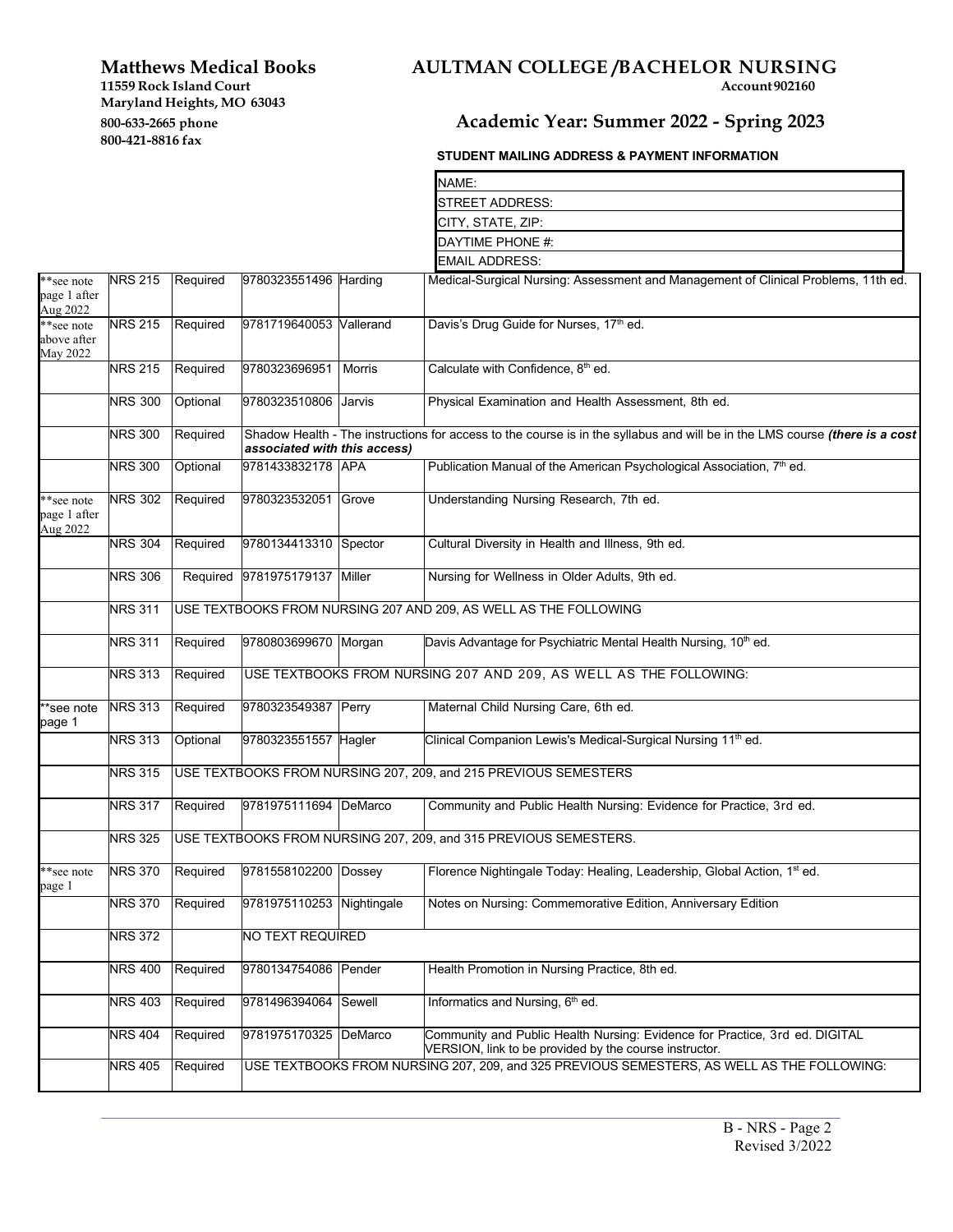**Matthews Medical Books**
**11559 Rock Island Court**
**Maryland Heights, MO 63043**
**800-633-2665 phone**
**800-421-8816 fax**

# AULTMAN COLLEGE /BACHELOR NURSING

**Account 902160**

## Academic Year: Summer 2022 - Spring 2023

**STUDENT MAILING ADDRESS & PAYMENT INFORMATION**

| |
|---|
| NAME: |
| STREET ADDRESS: |
| CITY, STATE, ZIP: |
| DAYTIME PHONE #: |
| EMAIL ADDRESS: |

| Note | Course | Status | ISBN | Author | Title |
|---|---|---|---|---|---|
| **see note page 1 after Aug 2022 | NRS 215 | Required | 9780323551496 | Harding | Medical-Surgical Nursing: Assessment and Management of Clinical Problems, 11th ed. |
| **see note above after May 2022 | NRS 215 | Required | 9781719640053 | Vallerand | Davis's Drug Guide for Nurses, 17th ed. |
| | NRS 215 | Required | 9780323696951 | Morris | Calculate with Confidence, 8th ed. |
| | NRS 300 | Optional | 9780323510806 | Jarvis | Physical Examination and Health Assessment, 8th ed. |
| | NRS 300 | Required | Shadow Health - The instructions for access to the course is in the syllabus and will be in the LMS course ***(there is a cost associated with this access)*** | | |
| | NRS 300 | Optional | 9781433832178 | APA | Publication Manual of the American Psychological Association, 7th ed. |
| **see note page 1 after Aug 2022 | NRS 302 | Required | 9780323532051 | Grove | Understanding Nursing Research, 7th ed. |
| | NRS 304 | Required | 9780134413310 | Spector | Cultural Diversity in Health and Illness, 9th ed. |
| | NRS 306 | Required | 9781975179137 | Miller | Nursing for Wellness in Older Adults, 9th ed. |
| | NRS 311 | USE TEXTBOOKS FROM NURSING 207 AND 209, AS WELL AS THE FOLLOWING | | | |
| | NRS 311 | Required | 9780803699670 | Morgan | Davis Advantage for Psychiatric Mental Health Nursing, 10th ed. |
| | NRS 313 | Required | USE TEXTBOOKS FROM NURSING 207 AND 209, AS WELL AS THE FOLLOWING: | | |
| **see note page 1 | NRS 313 | Required | 9780323549387 | Perry | Maternal Child Nursing Care, 6th ed. |
| | NRS 313 | Optional | 9780323551557 | Hagler | Clinical Companion Lewis's Medical-Surgical Nursing 11th ed. |
| | NRS 315 | USE TEXTBOOKS FROM NURSING 207, 209, and 215 PREVIOUS SEMESTERS | | | |
| | NRS 317 | Required | 9781975111694 | DeMarco | Community and Public Health Nursing: Evidence for Practice, 3rd ed. |
| | NRS 325 | USE TEXTBOOKS FROM NURSING 207, 209, and 315 PREVIOUS SEMESTERS. | | | |
| **see note page 1 | NRS 370 | Required | 9781558102200 | Dossey | Florence Nightingale Today: Healing, Leadership, Global Action, 1st ed. |
| | NRS 370 | Required | 9781975110253 | Nightingale | Notes on Nursing: Commemorative Edition, Anniversary Edition |
| | NRS 372 | | NO TEXT REQUIRED | | |
| | NRS 400 | Required | 9780134754086 | Pender | Health Promotion in Nursing Practice, 8th ed. |
| | NRS 403 | Required | 9781496394064 | Sewell | Informatics and Nursing, 6th ed. |
| | NRS 404 | Required | 9781975170325 | DeMarco | Community and Public Health Nursing: Evidence for Practice, 3rd ed. DIGITAL VERSION, link to be provided by the course instructor. |
| | NRS 405 | Required | USE TEXTBOOKS FROM NURSING 207, 209, and 325 PREVIOUS SEMESTERS, AS WELL AS THE FOLLOWING: | | |

B - NRS - Page 2
Revised 3/2022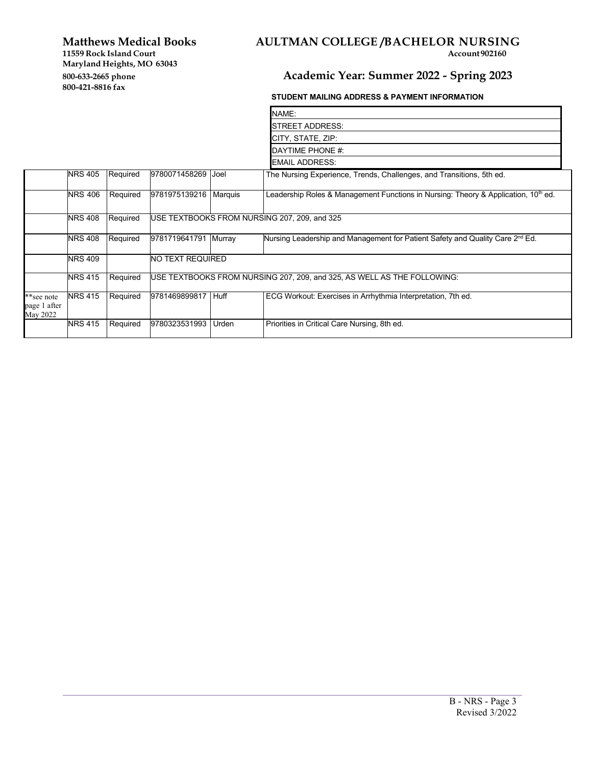**Matthews Medical Books**
**11559 Rock Island Court**
**Maryland Heights, MO 63043**
**800-633-2665 phone**
**800-421-8816 fax**

# AULTMAN COLLEGE /BACHELOR NURSING

**Account 902160**

## Academic Year: Summer 2022 - Spring 2023

**STUDENT MAILING ADDRESS & PAYMENT INFORMATION**

| |
|---|
| NAME: |
| STREET ADDRESS: |
| CITY, STATE, ZIP: |
| DAYTIME PHONE #: |
| EMAIL ADDRESS: |

| | | | | | |
|---|---|---|---|---|---|
| | NRS 405 | Required | 9780071458269 | Joel | The Nursing Experience, Trends, Challenges, and Transitions, 5th ed. |
| | NRS 406 | Required | 9781975139216 | Marquis | Leadership Roles & Management Functions in Nursing: Theory & Application, 10th ed. |
| | NRS 408 | Required | USE TEXTBOOKS FROM NURSING 207, 209, and 325 | | |
| | NRS 408 | Required | 9781719641791 | Murray | Nursing Leadership and Management for Patient Safety and Quality Care 2nd Ed. |
| | NRS 409 | | NO TEXT REQUIRED | | |
| | NRS 415 | Required | USE TEXTBOOKS FROM NURSING 207, 209, and 325, AS WELL AS THE FOLLOWING: | | |
| **see note page 1 after May 2022 | NRS 415 | Required | 9781469899817 | Huff | ECG Workout: Exercises in Arrhythmia Interpretation, 7th ed. |
| | NRS 415 | Required | 9780323531993 | Urden | Priorities in Critical Care Nursing, 8th ed. |

B - NRS - Page 3
Revised 3/2022